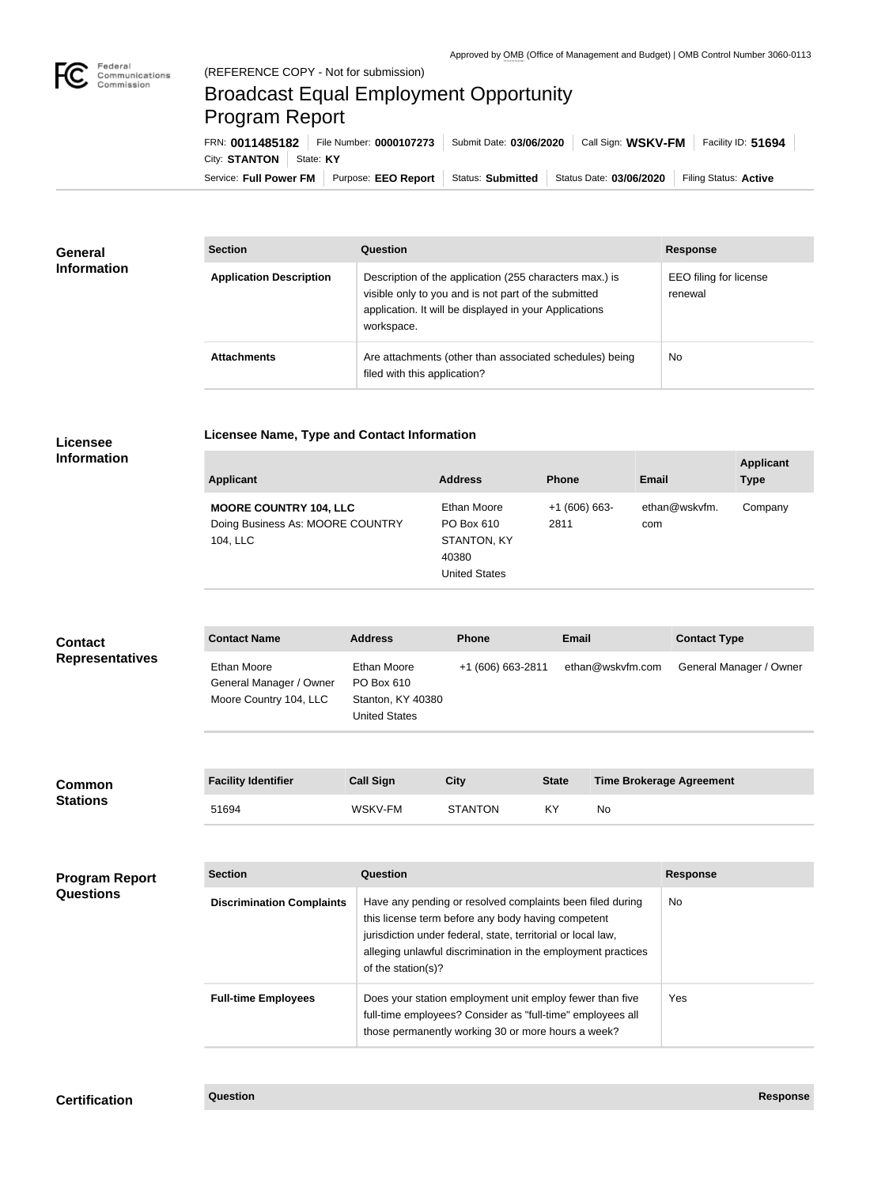Approved by OMB (Office of Management and Budget) | OMB Control Number 3060-0113

Federal Communications Commission

(REFERENCE COPY - Not for submission)

# Broadcast Equal Employment Opportunity Program Report

FRN: **0011485182** | File Number: **0000107273** | Submit Date: **03/06/2020** | Call Sign: **WSKV-FM** | Facility ID: **51694** | City: **STANTON** | State: **KY**

Service: **Full Power FM** | Purpose: **EEO Report** | Status: **Submitted** | Status Date: **03/06/2020** | Filing Status: **Active**

## General Information

| Section | Question | Response |
| --- | --- | --- |
| **Application Description** | Description of the application (255 characters max.) is visible only to you and is not part of the submitted application. It will be displayed in your Applications workspace. | EEO filing for license renewal |
| **Attachments** | Are attachments (other than associated schedules) being filed with this application? | No |

## Licensee Information

**Licensee Name, Type and Contact Information**

| Applicant | Address | Phone | Email | Applicant Type |
| --- | --- | --- | --- | --- |
| **MOORE COUNTRY 104, LLC** Doing Business As: MOORE COUNTRY 104, LLC | Ethan Moore PO Box 610 STANTON, KY 40380 United States | +1 (606) 663-2811 | ethan@wskvfm.com | Company |

## Contact Representatives

| Contact Name | Address | Phone | Email | Contact Type |
| --- | --- | --- | --- | --- |
| Ethan Moore General Manager / Owner Moore Country 104, LLC | Ethan Moore PO Box 610 Stanton, KY 40380 United States | +1 (606) 663-2811 | ethan@wskvfm.com | General Manager / Owner |

## Common Stations

| Facility Identifier | Call Sign | City | State | Time Brokerage Agreement |
| --- | --- | --- | --- | --- |
| 51694 | WSKV-FM | STANTON | KY | No |

## Program Report Questions

| Section | Question | Response |
| --- | --- | --- |
| **Discrimination Complaints** | Have any pending or resolved complaints been filed during this license term before any body having competent jurisdiction under federal, state, territorial or local law, alleging unlawful discrimination in the employment practices of the station(s)? | No |
| **Full-time Employees** | Does your station employment unit employ fewer than five full-time employees? Consider as "full-time" employees all those permanently working 30 or more hours a week? | Yes |

## Certification

| Question | Response |
| --- | --- |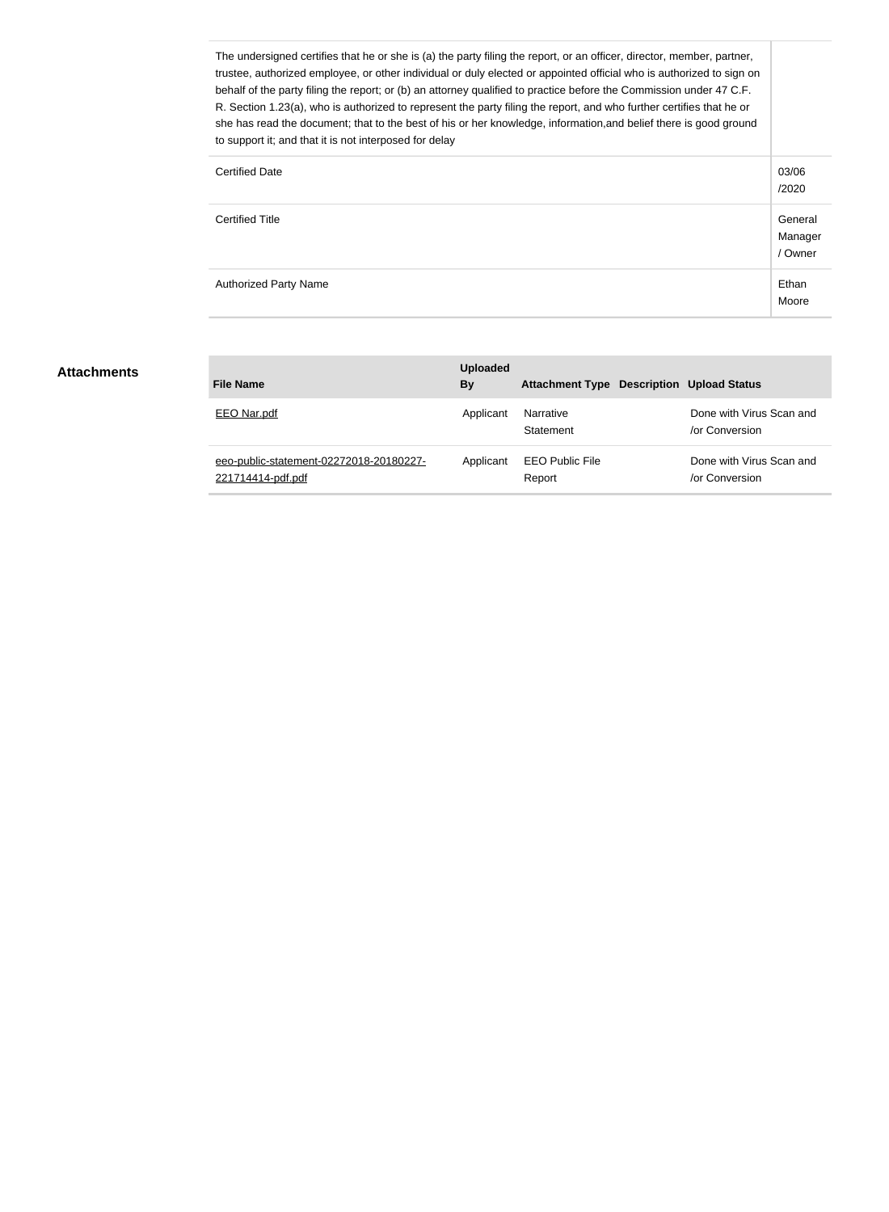| | |
|---|---|
| The undersigned certifies that he or she is (a) the party filing the report, or an officer, director, member, partner, trustee, authorized employee, or other individual or duly elected or appointed official who is authorized to sign on behalf of the party filing the report; or (b) an attorney qualified to practice before the Commission under 47 C.F. R. Section 1.23(a), who is authorized to represent the party filing the report, and who further certifies that he or she has read the document; that to the best of his or her knowledge, information,and belief there is good ground to support it; and that it is not interposed for delay | |
| Certified Date | 03/06/2020 |
| Certified Title | General Manager / Owner |
| Authorized Party Name | Ethan Moore |

**Attachments**

| File Name | Uploaded By | Attachment Type | Description | Upload Status |
|---|---|---|---|---|
| EEO Nar.pdf | Applicant | Narrative Statement | | Done with Virus Scan and /or Conversion |
| eeo-public-statement-02272018-20180227-221714414-pdf.pdf | Applicant | EEO Public File Report | | Done with Virus Scan and /or Conversion |